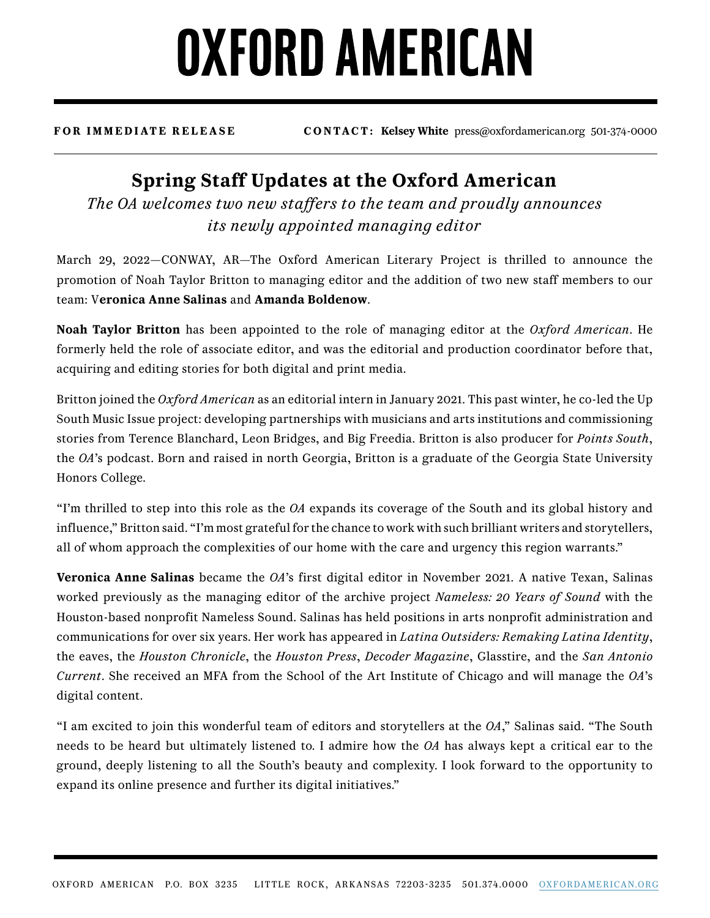# OXFORD AMERICAN

**FOR IMMEDIATE RELEASE** **CONTACT: Kelsey White** press@oxfordamerican.org 501-374-0000

## Spring Staff Updates at the Oxford American

*The OA welcomes two new staffers to the team and proudly announces its newly appointed managing editor*

March 29, 2022—CONWAY, AR—The Oxford American Literary Project is thrilled to announce the promotion of Noah Taylor Britton to managing editor and the addition of two new staff members to our team: V**eronica Anne Salinas** and **Amanda Boldenow**.

**Noah Taylor Britton** has been appointed to the role of managing editor at the *Oxford American*. He formerly held the role of associate editor, and was the editorial and production coordinator before that, acquiring and editing stories for both digital and print media.

Britton joined the *Oxford American* as an editorial intern in January 2021. This past winter, he co-led the Up South Music Issue project: developing partnerships with musicians and arts institutions and commissioning stories from Terence Blanchard, Leon Bridges, and Big Freedia. Britton is also producer for *Points South*, the *OA*'s podcast. Born and raised in north Georgia, Britton is a graduate of the Georgia State University Honors College.

"I'm thrilled to step into this role as the *OA* expands its coverage of the South and its global history and influence," Britton said. "I'm most grateful for the chance to work with such brilliant writers and storytellers, all of whom approach the complexities of our home with the care and urgency this region warrants."

**Veronica Anne Salinas** became the *OA*'s first digital editor in November 2021. A native Texan, Salinas worked previously as the managing editor of the archive project *Nameless: 20 Years of Sound* with the Houston-based nonprofit Nameless Sound. Salinas has held positions in arts nonprofit administration and communications for over six years. Her work has appeared in *Latina Outsiders: Remaking Latina Identity*, the eaves, the *Houston Chronicle*, the *Houston Press*, *Decoder Magazine*, Glasstire, and the *San Antonio Current*. She received an MFA from the School of the Art Institute of Chicago and will manage the *OA*'s digital content.

"I am excited to join this wonderful team of editors and storytellers at the *OA*," Salinas said. "The South needs to be heard but ultimately listened to. I admire how the *OA* has always kept a critical ear to the ground, deeply listening to all the South's beauty and complexity. I look forward to the opportunity to expand its online presence and further its digital initiatives."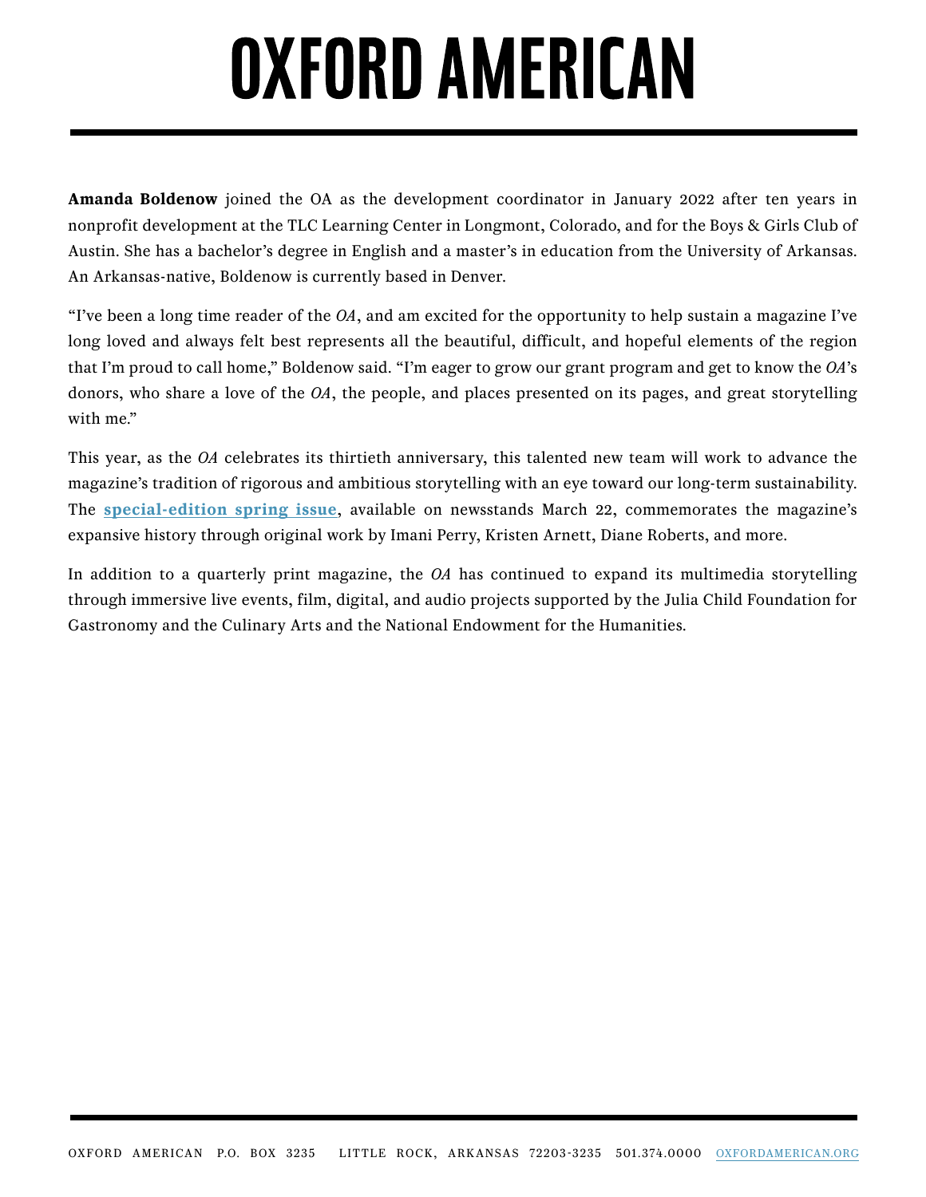**Amanda Boldenow** joined the OA as the development coordinator in January 2022 after ten years in nonprofit development at the TLC Learning Center in Longmont, Colorado, and for the Boys & Girls Club of Austin. She has a bachelor's degree in English and a master's in education from the University of Arkansas. An Arkansas-native, Boldenow is currently based in Denver.

"I've been a long time reader of the *OA*, and am excited for the opportunity to help sustain a magazine I've long loved and always felt best represents all the beautiful, difficult, and hopeful elements of the region that I'm proud to call home," Boldenow said. "I'm eager to grow our grant program and get to know the *OA*'s donors, who share a love of the *OA*, the people, and places presented on its pages, and great storytelling with me."

This year, as the *OA* celebrates its thirtieth anniversary, this talented new team will work to advance the magazine's tradition of rigorous and ambitious storytelling with an eye toward our long-term sustainability. The **special-edition spring issue**, available on newsstands March 22, commemorates the magazine's expansive history through original work by Imani Perry, Kristen Arnett, Diane Roberts, and more.

In addition to a quarterly print magazine, the *OA* has continued to expand its multimedia storytelling through immersive live events, film, digital, and audio projects supported by the Julia Child Foundation for Gastronomy and the Culinary Arts and the National Endowment for the Humanities.